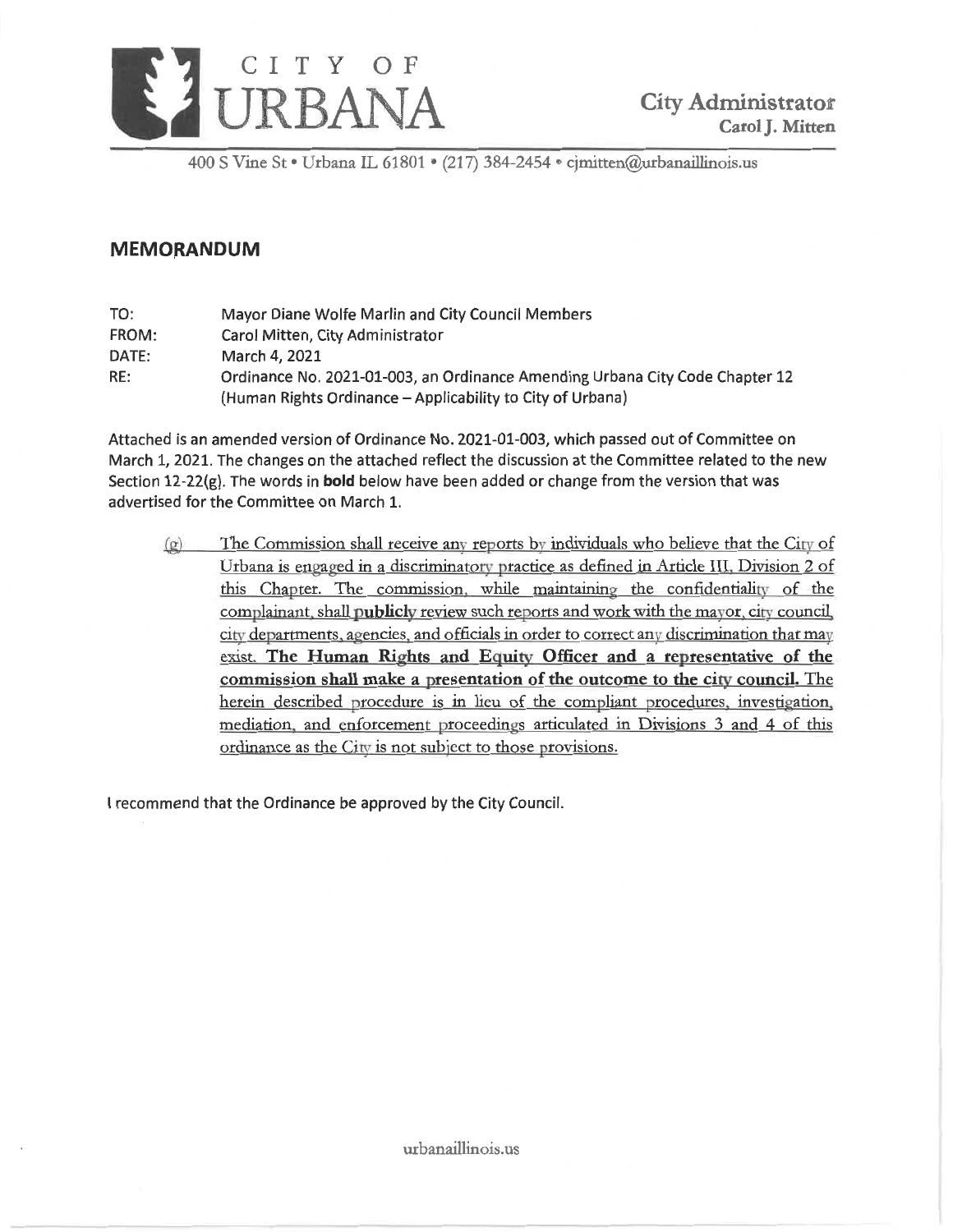CITY OF URBANA

City Administrator
Carol J. Mitten

400 S Vine St • Urbana IL 61801 • (217) 384-2454 • cjmitten@urbanaillinois.us

## MEMORANDUM

TO: Mayor Diane Wolfe Marlin and City Council Members
FROM: Carol Mitten, City Administrator
DATE: March 4, 2021
RE: Ordinance No. 2021-01-003, an Ordinance Amending Urbana City Code Chapter 12 (Human Rights Ordinance – Applicability to City of Urbana)

Attached is an amended version of Ordinance No. 2021-01-003, which passed out of Committee on March 1, 2021. The changes on the attached reflect the discussion at the Committee related to the new Section 12-22(g). The words in **bold** below have been added or change from the version that was advertised for the Committee on March 1.

> (g) The Commission shall receive any reports by individuals who believe that the City of Urbana is engaged in a discriminatory practice as defined in Article III, Division 2 of this Chapter. The commission, while maintaining the confidentiality of the complainant, shall **publicly** review such reports and work with the mayor, city council, city departments, agencies, and officials in order to correct any discrimination that may exist. **The Human Rights and Equity Officer and a representative of the commission shall make a presentation of the outcome to the city council.** The herein described procedure is in lieu of the compliant procedures, investigation, mediation, and enforcement proceedings articulated in Divisions 3 and 4 of this ordinance as the City is not subject to those provisions.

I recommend that the Ordinance be approved by the City Council.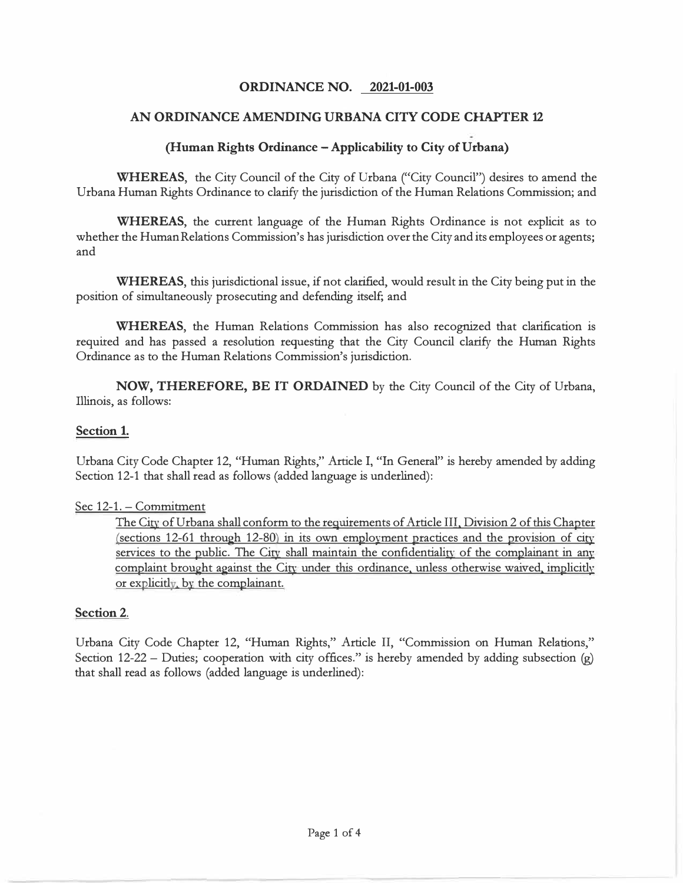**ORDINANCE NO. 2021-01-003**

**AN ORDINANCE AMENDING URBANA CITY CODE CHAPTER 12**

**(Human Rights Ordinance – Applicability to City of Urbana)**

**WHEREAS**, the City Council of the City of Urbana ("City Council") desires to amend the Urbana Human Rights Ordinance to clarify the jurisdiction of the Human Relations Commission; and

**WHEREAS**, the current language of the Human Rights Ordinance is not explicit as to whether the Human Relations Commission's has jurisdiction over the City and its employees or agents; and

**WHEREAS**, this jurisdictional issue, if not clarified, would result in the City being put in the position of simultaneously prosecuting and defending itself; and

**WHEREAS**, the Human Relations Commission has also recognized that clarification is required and has passed a resolution requesting that the City Council clarify the Human Rights Ordinance as to the Human Relations Commission's jurisdiction.

**NOW, THEREFORE, BE IT ORDAINED** by the City Council of the City of Urbana, Illinois, as follows:

**Section 1.**

Urbana City Code Chapter 12, "Human Rights," Article I, "In General" is hereby amended by adding Section 12-1 that shall read as follows (added language is underlined):

Sec 12-1. – Commitment

The City of Urbana shall conform to the requirements of Article III, Division 2 of this Chapter (sections 12-61 through 12-80) in its own employment practices and the provision of city services to the public. The City shall maintain the confidentiality of the complainant in any complaint brought against the City under this ordinance, unless otherwise waived, implicitly or explicitly, by the complainant.

**Section 2.**

Urbana City Code Chapter 12, "Human Rights," Article II, "Commission on Human Relations," Section 12-22 – Duties; cooperation with city offices." is hereby amended by adding subsection (g) that shall read as follows (added language is underlined):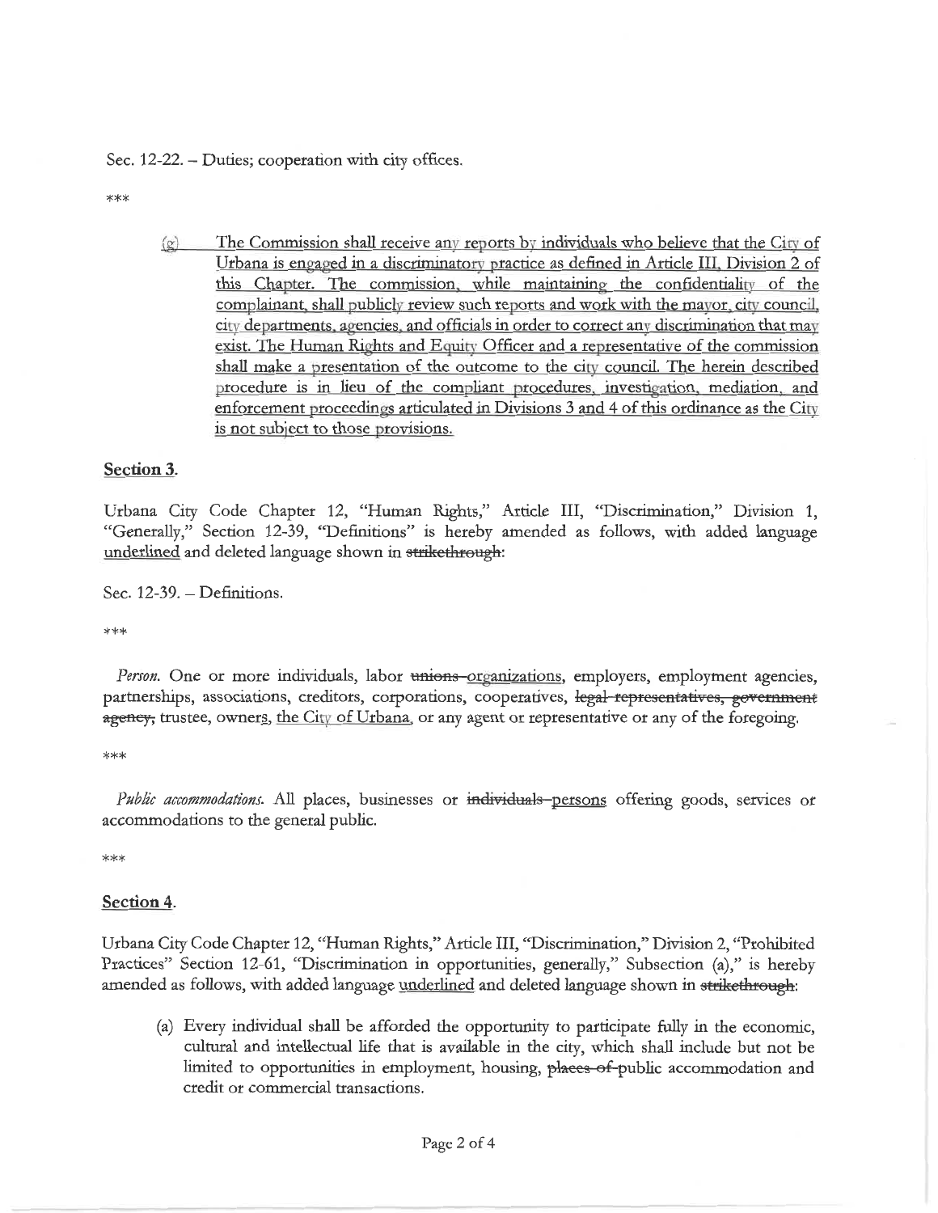Sec. 12-22. – Duties; cooperation with city offices.

\*\*\*

<u>(g) The Commission shall receive any reports by individuals who believe that the City of Urbana is engaged in a discriminatory practice as defined in Article III, Division 2 of this Chapter. The commission, while maintaining the confidentiality of the complainant, shall publicly review such reports and work with the mayor, city council, city departments, agencies, and officials in order to correct any discrimination that may exist. The Human Rights and Equity Officer and a representative of the commission shall make a presentation of the outcome to the city council. The herein described procedure is in lieu of the compliant procedures, investigation, mediation, and enforcement proceedings articulated in Divisions 3 and 4 of this ordinance as the City is not subject to those provisions.</u>

## <u>Section 3</u>.

Urbana City Code Chapter 12, "Human Rights," Article III, "Discrimination," Division 1, "Generally," Section 12-39, "Definitions" is hereby amended as follows, with added language <u>underlined</u> and deleted language shown in ~~strikethrough~~:

Sec. 12-39. – Definitions.

\*\*\*

*Person.* One or more individuals, labor ~~unions~~ <u>organizations</u>, employers, employment agencies, partnerships, associations, creditors, corporations, cooperatives, ~~legal representatives, government agency,~~ trustee, owner<u>s</u>, <u>the City of Urbana</u>, or any agent or representative or any of the foregoing.

\*\*\*

*Public accommodations.* All places, businesses or ~~individuals~~ <u>persons</u> offering goods, services or accommodations to the general public.

\*\*\*

## <u>Section 4</u>.

Urbana City Code Chapter 12, "Human Rights," Article III, "Discrimination," Division 2, "Prohibited Practices" Section 12-61, "Discrimination in opportunities, generally," Subsection (a)," is hereby amended as follows, with added language <u>underlined</u> and deleted language shown in ~~strikethrough~~:

(a) Every individual shall be afforded the opportunity to participate fully in the economic, cultural and intellectual life that is available in the city, which shall include but not be limited to opportunities in employment, housing, ~~places of~~ public accommodation and credit or commercial transactions.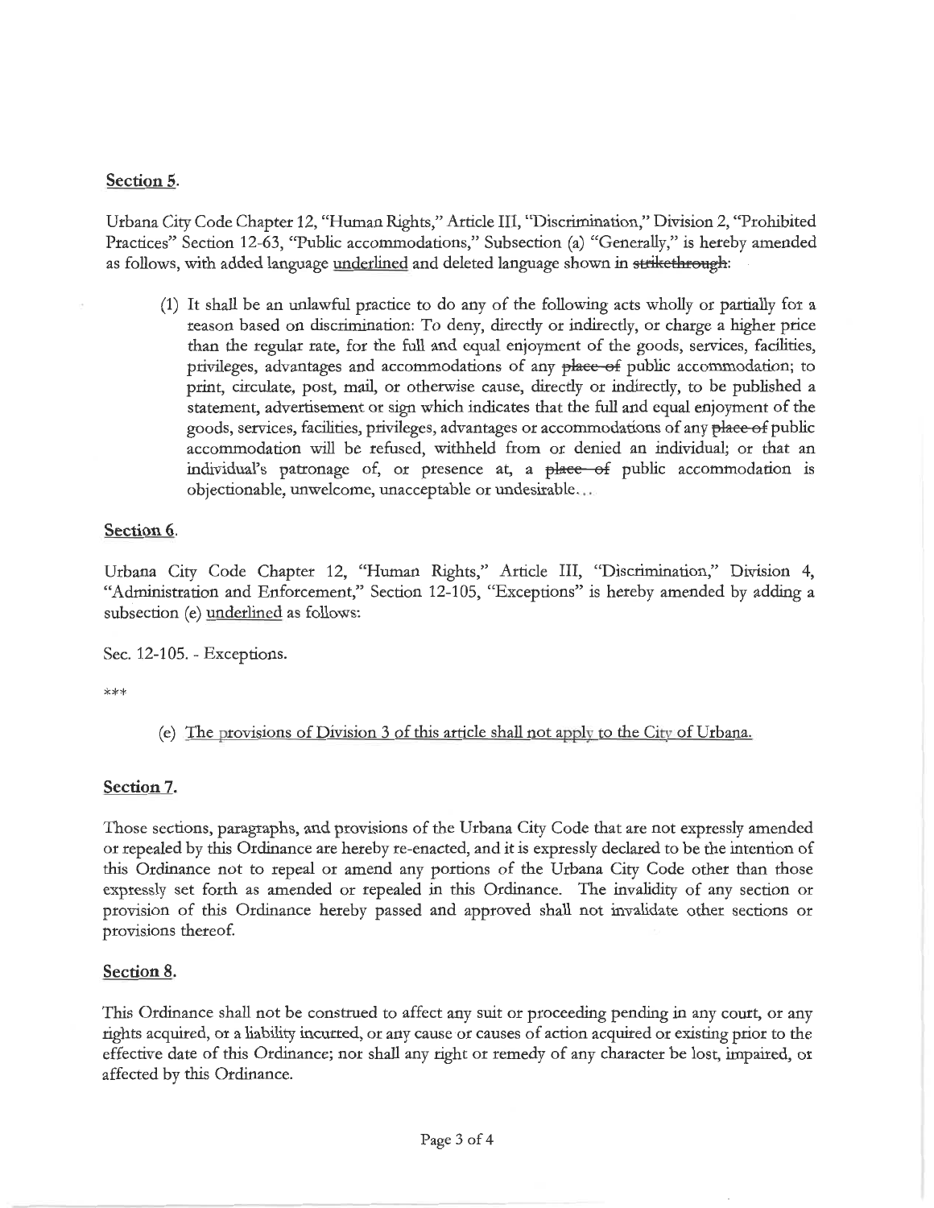**Section 5.**

Urbana City Code Chapter 12, "Human Rights," Article III, "Discrimination," Division 2, "Prohibited Practices" Section 12-63, "Public accommodations," Subsection (a) "Generally," is hereby amended as follows, with added language <u>underlined</u> and deleted language shown in ~~strikethrough~~:

(1) It shall be an unlawful practice to do any of the following acts wholly or partially for a reason based on discrimination: To deny, directly or indirectly, or charge a higher price than the regular rate, for the full and equal enjoyment of the goods, services, facilities, privileges, advantages and accommodations of any ~~place of~~ public accommodation; to print, circulate, post, mail, or otherwise cause, directly or indirectly, to be published a statement, advertisement or sign which indicates that the full and equal enjoyment of the goods, services, facilities, privileges, advantages or accommodations of any ~~place of~~ public accommodation will be refused, withheld from or denied an individual; or that an individual's patronage of, or presence at, a ~~place of~~ public accommodation is objectionable, unwelcome, unacceptable or undesirable...

**Section 6.**

Urbana City Code Chapter 12, "Human Rights," Article III, "Discrimination," Division 4, "Administration and Enforcement," Section 12-105, "Exceptions" is hereby amended by adding a subsection (e) <u>underlined</u> as follows:

Sec. 12-105. - Exceptions.

***

(e) <u>The provisions of Division 3 of this article shall not apply to the City of Urbana.</u>

**Section 7.**

Those sections, paragraphs, and provisions of the Urbana City Code that are not expressly amended or repealed by this Ordinance are hereby re-enacted, and it is expressly declared to be the intention of this Ordinance not to repeal or amend any portions of the Urbana City Code other than those expressly set forth as amended or repealed in this Ordinance. The invalidity of any section or provision of this Ordinance hereby passed and approved shall not invalidate other sections or provisions thereof.

**Section 8.**

This Ordinance shall not be construed to affect any suit or proceeding pending in any court, or any rights acquired, or a liability incurred, or any cause or causes of action acquired or existing prior to the effective date of this Ordinance; nor shall any right or remedy of any character be lost, impaired, or affected by this Ordinance.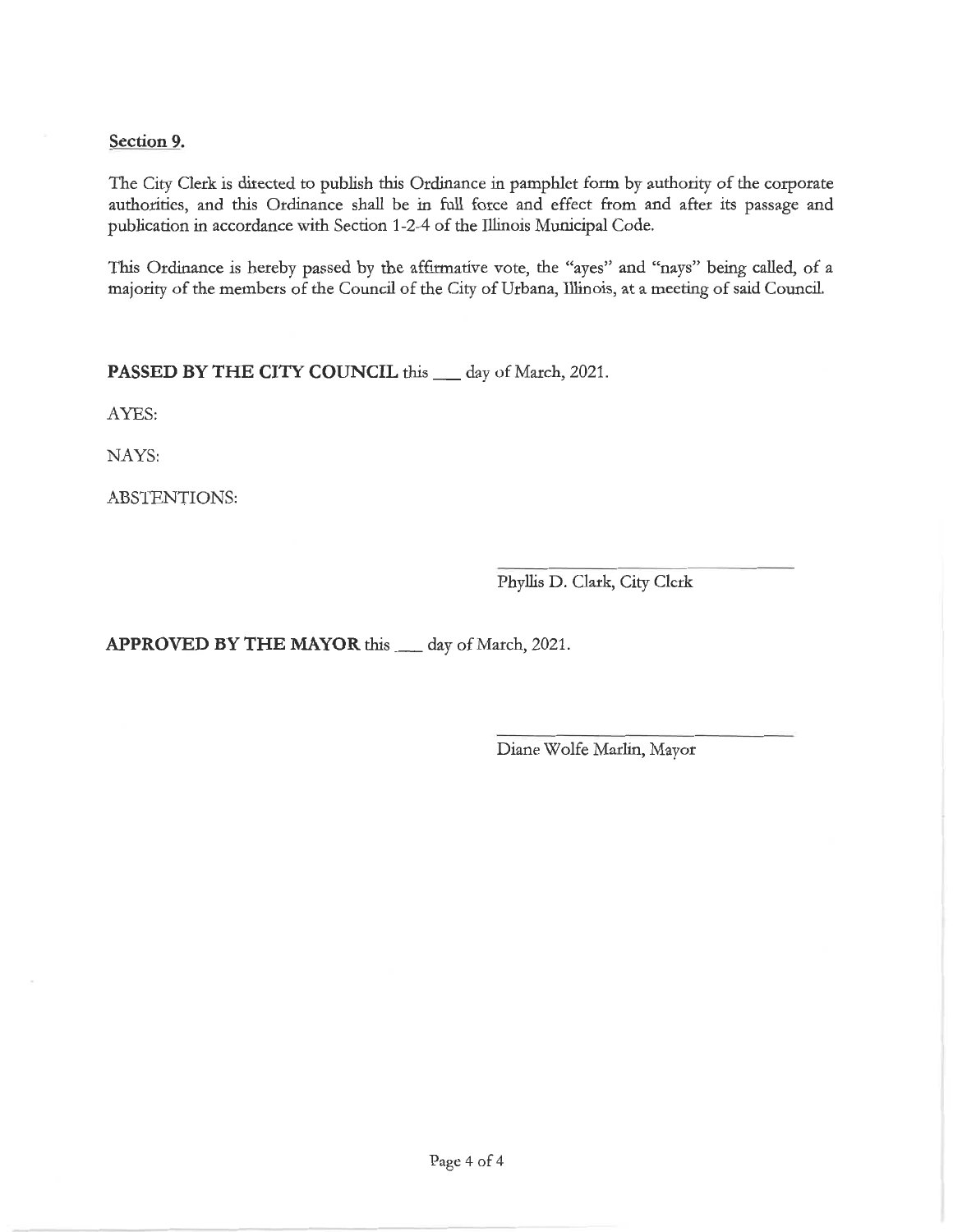**Section 9.**

The City Clerk is directed to publish this Ordinance in pamphlet form by authority of the corporate authorities, and this Ordinance shall be in full force and effect from and after its passage and publication in accordance with Section 1-2-4 of the Illinois Municipal Code.

This Ordinance is hereby passed by the affirmative vote, the "ayes" and "nays" being called, of a majority of the members of the Council of the City of Urbana, Illinois, at a meeting of said Council.

**PASSED BY THE CITY COUNCIL** this ___ day of March, 2021.

AYES:

NAYS:

ABSTENTIONS:

_______________________________
Phyllis D. Clark, City Clerk

**APPROVED BY THE MAYOR** this ___ day of March, 2021.

_______________________________
Diane Wolfe Marlin, Mayor